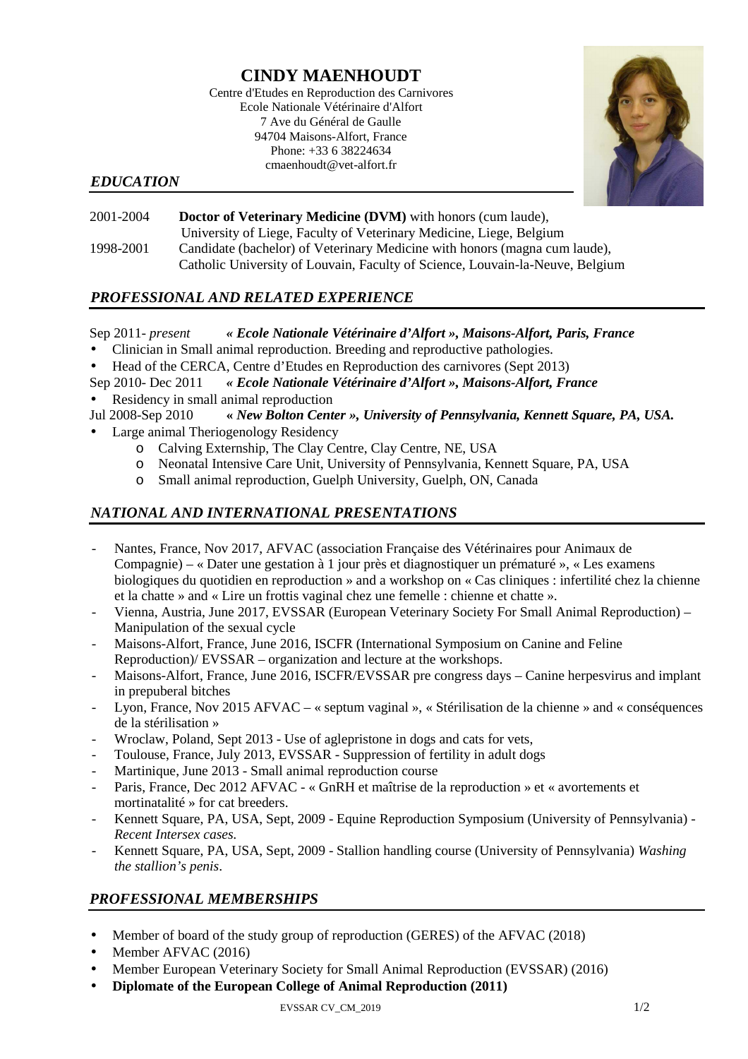# CINDY MAENHOUDT

Centre d'Etudes en Reproduction des Carnivores
Ecole Nationale Vétérinaire d'Alfort
7 Ave du Général de Gaulle
94704 Maisons-Alfort, France
Phone: +33 6 38224634
cmaenhoudt@vet-alfort.fr

## *EDUCATION*

2001-2004 **Doctor of Veterinary Medicine (DVM)** with honors (cum laude),
University of Liege, Faculty of Veterinary Medicine, Liege, Belgium

1998-2001 Candidate (bachelor) of Veterinary Medicine with honors (magna cum laude),
Catholic University of Louvain, Faculty of Science, Louvain-la-Neuve, Belgium

## *PROFESSIONAL AND RELATED EXPERIENCE*

Sep 2011- *present* ***« Ecole Nationale Vétérinaire d'Alfort », Maisons-Alfort, Paris, France***

- Clinician in Small animal reproduction. Breeding and reproductive pathologies.
- Head of the CERCA, Centre d'Etudes en Reproduction des carnivores (Sept 2013)

Sep 2010- Dec 2011 ***« Ecole Nationale Vétérinaire d'Alfort », Maisons-Alfort, France***

- Residency in small animal reproduction

Jul 2008-Sep 2010 ***« New Bolton Center », University of Pennsylvania, Kennett Square, PA, USA.***

- Large animal Theriogenology Residency
  - Calving Externship, The Clay Centre, Clay Centre, NE, USA
  - Neonatal Intensive Care Unit, University of Pennsylvania, Kennett Square, PA, USA
  - Small animal reproduction, Guelph University, Guelph, ON, Canada

## *NATIONAL AND INTERNATIONAL PRESENTATIONS*

- Nantes, France, Nov 2017, AFVAC (association Française des Vétérinaires pour Animaux de Compagnie) – « Dater une gestation à 1 jour près et diagnostiquer un prématuré », « Les examens biologiques du quotidien en reproduction » and a workshop on « Cas cliniques : infertilité chez la chienne et la chatte » and « Lire un frottis vaginal chez une femelle : chienne et chatte ».
- Vienna, Austria, June 2017, EVSSAR (European Veterinary Society For Small Animal Reproduction) – Manipulation of the sexual cycle
- Maisons-Alfort, France, June 2016, ISCFR (International Symposium on Canine and Feline Reproduction)/ EVSSAR – organization and lecture at the workshops.
- Maisons-Alfort, France, June 2016, ISCFR/EVSSAR pre congress days – Canine herpesvirus and implant in prepuberal bitches
- Lyon, France, Nov 2015 AFVAC – « septum vaginal », « Stérilisation de la chienne » and « conséquences de la stérilisation »
- Wroclaw, Poland, Sept 2013 - Use of aglepristone in dogs and cats for vets,
- Toulouse, France, July 2013, EVSSAR - Suppression of fertility in adult dogs
- Martinique, June 2013 - Small animal reproduction course
- Paris, France, Dec 2012 AFVAC - « GnRH et maîtrise de la reproduction » et « avortements et mortinatalité » for cat breeders.
- Kennett Square, PA, USA, Sept, 2009 - Equine Reproduction Symposium (University of Pennsylvania) - *Recent Intersex cases.*
- Kennett Square, PA, USA, Sept, 2009 - Stallion handling course (University of Pennsylvania) *Washing the stallion's penis*.

## *PROFESSIONAL MEMBERSHIPS*

- Member of board of the study group of reproduction (GERES) of the AFVAC (2018)
- Member AFVAC (2016)
- Member European Veterinary Society for Small Animal Reproduction (EVSSAR) (2016)
- **Diplomate of the European College of Animal Reproduction (2011)**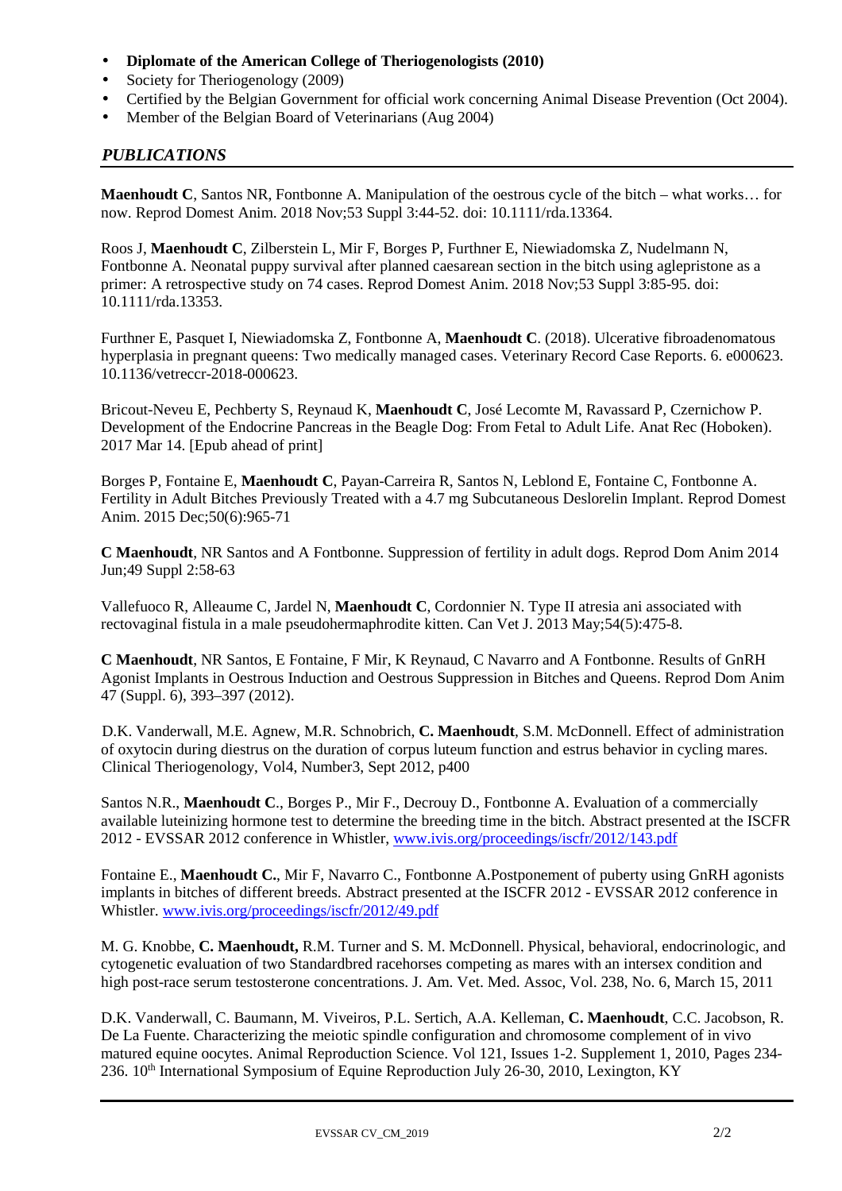- **Diplomate of the American College of Theriogenologists (2010)**
- Society for Theriogenology (2009)
- Certified by the Belgian Government for official work concerning Animal Disease Prevention (Oct 2004).
- Member of the Belgian Board of Veterinarians (Aug 2004)

## *PUBLICATIONS*

**Maenhoudt C**, Santos NR, Fontbonne A. Manipulation of the oestrous cycle of the bitch – what works… for now. Reprod Domest Anim. 2018 Nov;53 Suppl 3:44-52. doi: 10.1111/rda.13364.

Roos J, **Maenhoudt C**, Zilberstein L, Mir F, Borges P, Furthner E, Niewiadomska Z, Nudelmann N, Fontbonne A. Neonatal puppy survival after planned caesarean section in the bitch using aglepristone as a primer: A retrospective study on 74 cases. Reprod Domest Anim. 2018 Nov;53 Suppl 3:85-95. doi: 10.1111/rda.13353.

Furthner E, Pasquet I, Niewiadomska Z, Fontbonne A, **Maenhoudt C**. (2018). Ulcerative fibroadenomatous hyperplasia in pregnant queens: Two medically managed cases. Veterinary Record Case Reports. 6. e000623. 10.1136/vetreccr-2018-000623.

Bricout-Neveu E, Pechberty S, Reynaud K, **Maenhoudt C**, José Lecomte M, Ravassard P, Czernichow P. Development of the Endocrine Pancreas in the Beagle Dog: From Fetal to Adult Life. Anat Rec (Hoboken). 2017 Mar 14. [Epub ahead of print]

Borges P, Fontaine E, **Maenhoudt C**, Payan-Carreira R, Santos N, Leblond E, Fontaine C, Fontbonne A. Fertility in Adult Bitches Previously Treated with a 4.7 mg Subcutaneous Deslorelin Implant. Reprod Domest Anim. 2015 Dec;50(6):965-71

**C Maenhoudt**, NR Santos and A Fontbonne. Suppression of fertility in adult dogs. Reprod Dom Anim 2014 Jun;49 Suppl 2:58-63

Vallefuoco R, Alleaume C, Jardel N, **Maenhoudt C**, Cordonnier N. Type II atresia ani associated with rectovaginal fistula in a male pseudohermaphrodite kitten. Can Vet J. 2013 May;54(5):475-8.

**C Maenhoudt**, NR Santos, E Fontaine, F Mir, K Reynaud, C Navarro and A Fontbonne. Results of GnRH Agonist Implants in Oestrous Induction and Oestrous Suppression in Bitches and Queens. Reprod Dom Anim 47 (Suppl. 6), 393–397 (2012).

D.K. Vanderwall, M.E. Agnew, M.R. Schnobrich, **C. Maenhoudt**, S.M. McDonnell. Effect of administration of oxytocin during diestrus on the duration of corpus luteum function and estrus behavior in cycling mares. Clinical Theriogenology, Vol4, Number3, Sept 2012, p400

Santos N.R., **Maenhoudt C**., Borges P., Mir F., Decrouy D., Fontbonne A. Evaluation of a commercially available luteinizing hormone test to determine the breeding time in the bitch. Abstract presented at the ISCFR 2012 - EVSSAR 2012 conference in Whistler, www.ivis.org/proceedings/iscfr/2012/143.pdf

Fontaine E., **Maenhoudt C.**, Mir F, Navarro C., Fontbonne A.Postponement of puberty using GnRH agonists implants in bitches of different breeds. Abstract presented at the ISCFR 2012 - EVSSAR 2012 conference in Whistler. www.ivis.org/proceedings/iscfr/2012/49.pdf

M. G. Knobbe, **C. Maenhoudt,** R.M. Turner and S. M. McDonnell. Physical, behavioral, endocrinologic, and cytogenetic evaluation of two Standardbred racehorses competing as mares with an intersex condition and high post-race serum testosterone concentrations. J. Am. Vet. Med. Assoc, Vol. 238, No. 6, March 15, 2011

D.K. Vanderwall, C. Baumann, M. Viveiros, P.L. Sertich, A.A. Kelleman, **C. Maenhoudt**, C.C. Jacobson, R. De La Fuente. Characterizing the meiotic spindle configuration and chromosome complement of in vivo matured equine oocytes. Animal Reproduction Science. Vol 121, Issues 1-2. Supplement 1, 2010, Pages 234-236. 10th International Symposium of Equine Reproduction July 26-30, 2010, Lexington, KY